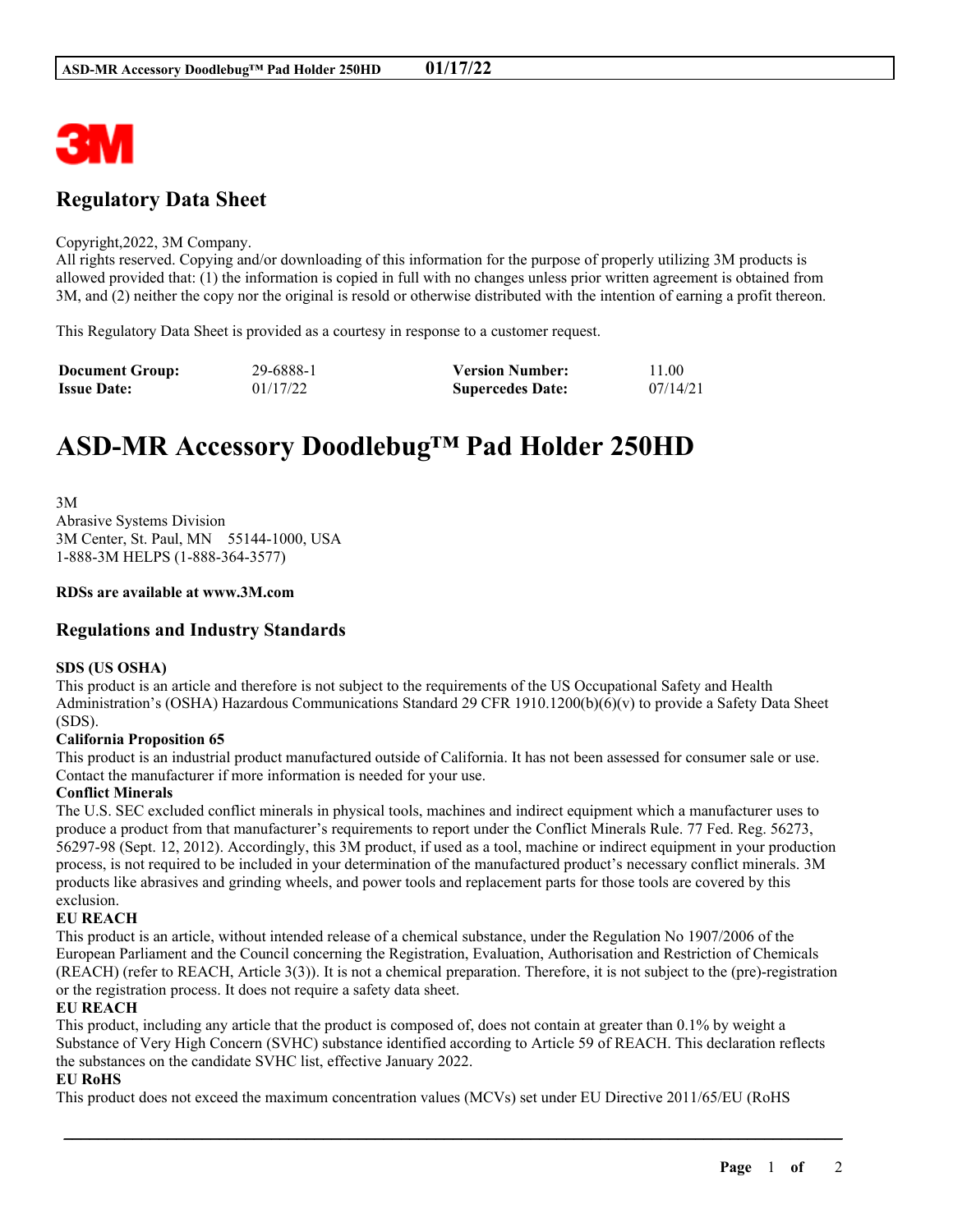## Regulatory Data Sheet

Copyright,2022, 3M Company.
All rights reserved. Copying and/or downloading of this information for the purpose of properly utilizing 3M products is allowed provided that: (1) the information is copied in full with no changes unless prior written agreement is obtained from 3M, and (2) neither the copy nor the original is resold or otherwise distributed with the intention of earning a profit thereon.

This Regulatory Data Sheet is provided as a courtesy in response to a customer request.

| **Document Group:** | 29-6888-1 | **Version Number:** | 11.00 |
|---|---|---|---|
| **Issue Date:** | 01/17/22 | **Supercedes Date:** | 07/14/21 |

# ASD-MR Accessory Doodlebug™ Pad Holder 250HD

3M
Abrasive Systems Division
3M Center, St. Paul, MN 55144-1000, USA
1-888-3M HELPS (1-888-364-3577)

**RDSs are available at www.3M.com**

## Regulations and Industry Standards

**SDS (US OSHA)**
This product is an article and therefore is not subject to the requirements of the US Occupational Safety and Health Administration's (OSHA) Hazardous Communications Standard 29 CFR 1910.1200(b)(6)(v) to provide a Safety Data Sheet (SDS).

**California Proposition 65**
This product is an industrial product manufactured outside of California. It has not been assessed for consumer sale or use. Contact the manufacturer if more information is needed for your use.

**Conflict Minerals**
The U.S. SEC excluded conflict minerals in physical tools, machines and indirect equipment which a manufacturer uses to produce a product from that manufacturer's requirements to report under the Conflict Minerals Rule. 77 Fed. Reg. 56273, 56297-98 (Sept. 12, 2012). Accordingly, this 3M product, if used as a tool, machine or indirect equipment in your production process, is not required to be included in your determination of the manufactured product's necessary conflict minerals. 3M products like abrasives and grinding wheels, and power tools and replacement parts for those tools are covered by this exclusion.

**EU REACH**
This product is an article, without intended release of a chemical substance, under the Regulation No 1907/2006 of the European Parliament and the Council concerning the Registration, Evaluation, Authorisation and Restriction of Chemicals (REACH) (refer to REACH, Article 3(3)). It is not a chemical preparation. Therefore, it is not subject to the (pre)-registration or the registration process. It does not require a safety data sheet.

**EU REACH**
This product, including any article that the product is composed of, does not contain at greater than 0.1% by weight a Substance of Very High Concern (SVHC) substance identified according to Article 59 of REACH. This declaration reflects the substances on the candidate SVHC list, effective January 2022.

**EU RoHS**
This product does not exceed the maximum concentration values (MCVs) set under EU Directive 2011/65/EU (RoHS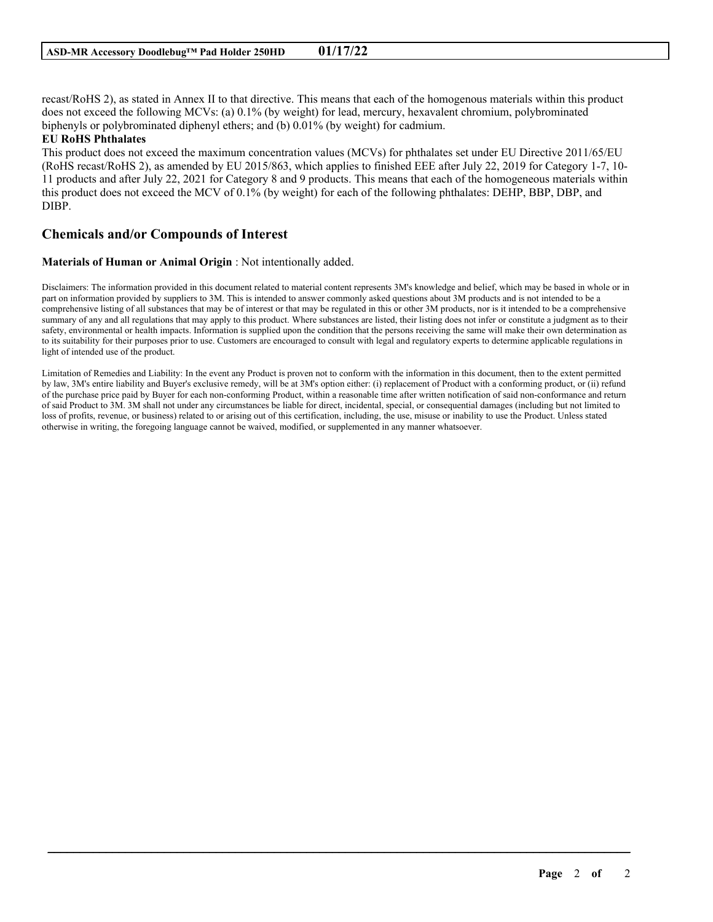recast/RoHS 2), as stated in Annex II to that directive. This means that each of the homogenous materials within this product does not exceed the following MCVs: (a) 0.1% (by weight) for lead, mercury, hexavalent chromium, polybrominated biphenyls or polybrominated diphenyl ethers; and (b) 0.01% (by weight) for cadmium.

**EU RoHS Phthalates**

This product does not exceed the maximum concentration values (MCVs) for phthalates set under EU Directive 2011/65/EU (RoHS recast/RoHS 2), as amended by EU 2015/863, which applies to finished EEE after July 22, 2019 for Category 1-7, 10-11 products and after July 22, 2021 for Category 8 and 9 products. This means that each of the homogeneous materials within this product does not exceed the MCV of 0.1% (by weight) for each of the following phthalates: DEHP, BBP, DBP, and DIBP.

## Chemicals and/or Compounds of Interest

**Materials of Human or Animal Origin** : Not intentionally added.

Disclaimers: The information provided in this document related to material content represents 3M's knowledge and belief, which may be based in whole or in part on information provided by suppliers to 3M. This is intended to answer commonly asked questions about 3M products and is not intended to be a comprehensive listing of all substances that may be of interest or that may be regulated in this or other 3M products, nor is it intended to be a comprehensive summary of any and all regulations that may apply to this product. Where substances are listed, their listing does not infer or constitute a judgment as to their safety, environmental or health impacts. Information is supplied upon the condition that the persons receiving the same will make their own determination as to its suitability for their purposes prior to use. Customers are encouraged to consult with legal and regulatory experts to determine applicable regulations in light of intended use of the product.

Limitation of Remedies and Liability: In the event any Product is proven not to conform with the information in this document, then to the extent permitted by law, 3M's entire liability and Buyer's exclusive remedy, will be at 3M's option either: (i) replacement of Product with a conforming product, or (ii) refund of the purchase price paid by Buyer for each non-conforming Product, within a reasonable time after written notification of said non-conformance and return of said Product to 3M. 3M shall not under any circumstances be liable for direct, incidental, special, or consequential damages (including but not limited to loss of profits, revenue, or business) related to or arising out of this certification, including, the use, misuse or inability to use the Product. Unless stated otherwise in writing, the foregoing language cannot be waived, modified, or supplemented in any manner whatsoever.